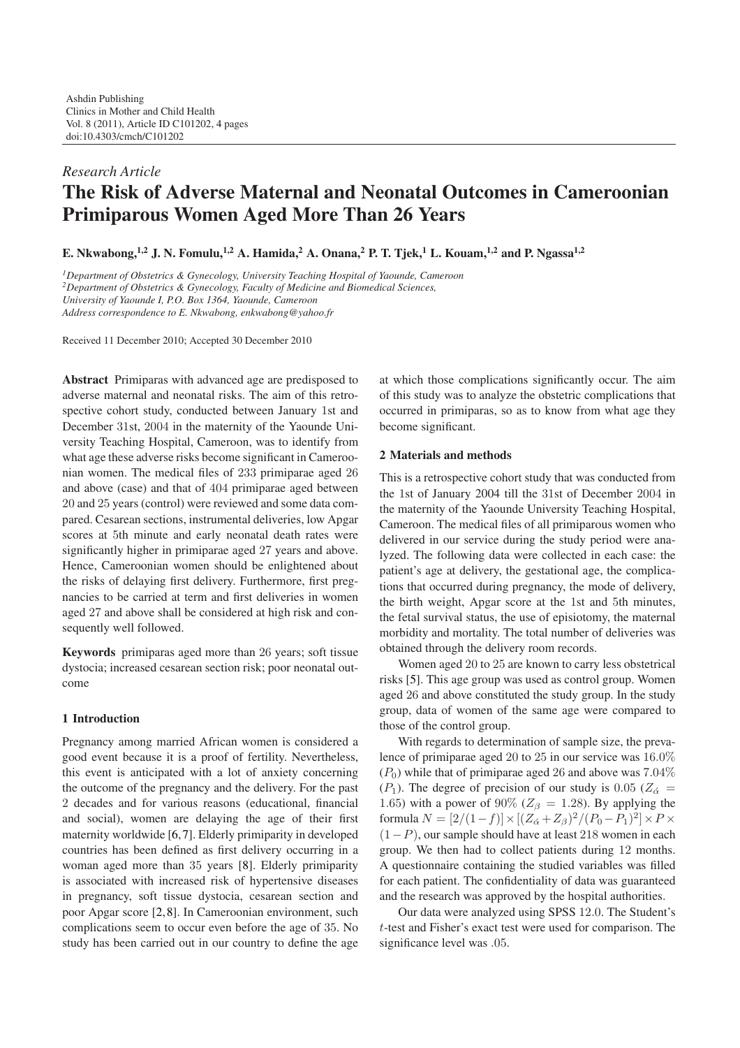*Research Article*

# The Risk of Adverse Maternal and Neonatal Outcomes in Cameroonian Primiparous Women Aged More Than 26 Years

**E. Nkwabong,[1,2] J. N. Fomulu,[1,2] A. Hamida,[2] A. Onana,[2] P. T. Tjek,[1] L. Kouam,[1,2] and P. Ngassa[1,2]**

[1] *Department of Obstetrics & Gynecology, University Teaching Hospital of Yaounde, Cameroon*
[2] *Department of Obstetrics & Gynecology, Faculty of Medicine and Biomedical Sciences, University of Yaounde I, P.O. Box 1364, Yaounde, Cameroon*
*Address correspondence to E. Nkwabong, enkwabong@yahoo.fr*

Received 11 December 2010; Accepted 30 December 2010

**Abstract** Primiparas with advanced age are predisposed to adverse maternal and neonatal risks. The aim of this retrospective cohort study, conducted between January 1st and December 31st, 2004 in the maternity of the Yaounde University Teaching Hospital, Cameroon, was to identify from what age these adverse risks become significant in Cameroonian women. The medical files of 233 primiparae aged 26 and above (case) and that of 404 primiparae aged between 20 and 25 years (control) were reviewed and some data compared. Cesarean sections, instrumental deliveries, low Apgar scores at 5th minute and early neonatal death rates were significantly higher in primiparae aged 27 years and above. Hence, Cameroonian women should be enlightened about the risks of delaying first delivery. Furthermore, first pregnancies to be carried at term and first deliveries in women aged 27 and above shall be considered at high risk and consequently well followed.

**Keywords** primiparas aged more than 26 years; soft tissue dystocia; increased cesarean section risk; poor neonatal outcome

## 1 Introduction

Pregnancy among married African women is considered a good event because it is a proof of fertility. Nevertheless, this event is anticipated with a lot of anxiety concerning the outcome of the pregnancy and the delivery. For the past 2 decades and for various reasons (educational, financial and social), women are delaying the age of their first maternity worldwide [6,7]. Elderly primiparity in developed countries has been defined as first delivery occurring in a woman aged more than 35 years [8]. Elderly primiparity is associated with increased risk of hypertensive diseases in pregnancy, soft tissue dystocia, cesarean section and poor Apgar score [2,8]. In Cameroonian environment, such complications seem to occur even before the age of 35. No study has been carried out in our country to define the age at which those complications significantly occur. The aim of this study was to analyze the obstetric complications that occurred in primiparas, so as to know from what age they become significant.

## 2 Materials and methods

This is a retrospective cohort study that was conducted from the 1st of January 2004 till the 31st of December 2004 in the maternity of the Yaounde University Teaching Hospital, Cameroon. The medical files of all primiparous women who delivered in our service during the study period were analyzed. The following data were collected in each case: the patient's age at delivery, the gestational age, the complications that occurred during pregnancy, the mode of delivery, the birth weight, Apgar score at the 1st and 5th minutes, the fetal survival status, the use of episiotomy, the maternal morbidity and mortality. The total number of deliveries was obtained through the delivery room records.

Women aged 20 to 25 are known to carry less obstetrical risks [5]. This age group was used as control group. Women aged 26 and above constituted the study group. In the study group, data of women of the same age were compared to those of the control group.

With regards to determination of sample size, the prevalence of primiparae aged 20 to 25 in our service was 16.0% ($P_0$) while that of primiparae aged 26 and above was 7.04% ($P_1$). The degree of precision of our study is 0.05 ($Z_{\acute{\alpha}} = 1.65$) with a power of 90% ($Z_\beta = 1.28$). By applying the formula $N = [2/(1-f)] \times [(Z_{\acute{\alpha}} + Z_\beta)^2/(P_0 - P_1)^2] \times P \times (1-P)$, our sample should have at least 218 women in each group. We then had to collect patients during 12 months. A questionnaire containing the studied variables was filled for each patient. The confidentiality of data was guaranteed and the research was approved by the hospital authorities.

Our data were analyzed using SPSS 12.0. The Student's $t$-test and Fisher's exact test were used for comparison. The significance level was .05.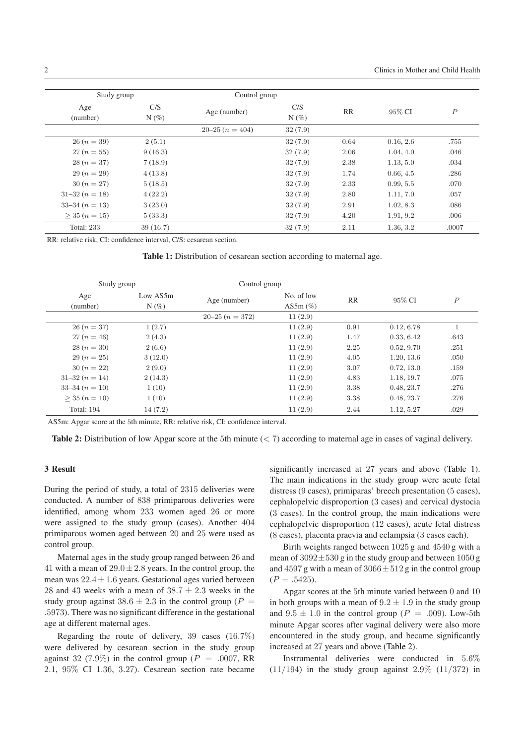| Study group | | Control group | | | | |
|---|---|---|---|---|---|---|
| Age (number) | C/S N (%) | Age (number) | C/S N (%) | RR | 95% CI | $P$ |
| | | 20–25 ($n = 404$) | 32 (7.9) | | | |
| 26 ($n = 39$) | 2 (5.1) | | 32 (7.9) | 0.64 | 0.16, 2.6 | .755 |
| 27 ($n = 55$) | 9 (16.3) | | 32 (7.9) | 2.06 | 1.04, 4.0 | .046 |
| 28 ($n = 37$) | 7 (18.9) | | 32 (7.9) | 2.38 | 1.13, 5.0 | .034 |
| 29 ($n = 29$) | 4 (13.8) | | 32 (7.9) | 1.74 | 0.66, 4.5 | .286 |
| 30 ($n = 27$) | 5 (18.5) | | 32 (7.9) | 2.33 | 0.99, 5.5 | .070 |
| 31–32 ($n = 18$) | 4 (22.2) | | 32 (7.9) | 2.80 | 1.11, 7.0 | .057 |
| 33–34 ($n = 13$) | 3 (23.0) | | 32 (7.9) | 2.91 | 1.02, 8.3 | .086 |
| $\geq 35$ ($n = 15$) | 5 (33.3) | | 32 (7.9) | 4.20 | 1.91, 9.2 | .006 |
| Total: 233 | 39 (16.7) | | 32 (7.9) | 2.11 | 1.36, 3.2 | .0007 |

RR: relative risk, CI: confidence interval, C/S: cesarean section.

**Table 1:** Distribution of cesarean section according to maternal age.

| Study group | | Control group | | | | |
|---|---|---|---|---|---|---|
| Age (number) | Low AS5m N (%) | Age (number) | No. of low AS5m (%) | RR | 95% CI | $P$ |
| | | 20–25 ($n = 372$) | 11 (2.9) | | | |
| 26 ($n = 37$) | 1 (2.7) | | 11 (2.9) | 0.91 | 0.12, 6.78 | 1 |
| 27 ($n = 46$) | 2 (4.3) | | 11 (2.9) | 1.47 | 0.33, 6.42 | .643 |
| 28 ($n = 30$) | 2 (6.6) | | 11 (2.9) | 2.25 | 0.52, 9.70 | .251 |
| 29 ($n = 25$) | 3 (12.0) | | 11 (2.9) | 4.05 | 1.20, 13.6 | .050 |
| 30 ($n = 22$) | 2 (9.0) | | 11 (2.9) | 3.07 | 0.72, 13.0 | .159 |
| 31–32 ($n = 14$) | 2 (14.3) | | 11 (2.9) | 4.83 | 1.18, 19.7 | .075 |
| 33–34 ($n = 10$) | 1 (10) | | 11 (2.9) | 3.38 | 0.48, 23.7 | .276 |
| $\geq 35$ ($n = 10$) | 1 (10) | | 11 (2.9) | 3.38 | 0.48, 23.7 | .276 |
| Total: 194 | 14 (7.2) | | 11 (2.9) | 2.44 | 1.12, 5.27 | .029 |

AS5m: Apgar score at the 5th minute, RR: relative risk, CI: confidence interval.

**Table 2:** Distribution of low Apgar score at the 5th minute ($< 7$) according to maternal age in cases of vaginal delivery.

## 3 Result

During the period of study, a total of 2315 deliveries were conducted. A number of 838 primiparous deliveries were identified, among whom 233 women aged 26 or more were assigned to the study group (cases). Another 404 primiparous women aged between 20 and 25 were used as control group.

Maternal ages in the study group ranged between 26 and 41 with a mean of $29.0 \pm 2.8$ years. In the control group, the mean was $22.4 \pm 1.6$ years. Gestational ages varied between 28 and 43 weeks with a mean of $38.7 \pm 2.3$ weeks in the study group against $38.6 \pm 2.3$ in the control group ($P = .5973$). There was no significant difference in the gestational age at different maternal ages.

Regarding the route of delivery, 39 cases (16.7%) were delivered by cesarean section in the study group against 32 (7.9%) in the control group ($P = .0007$, RR 2.1, 95% CI 1.36, 3.27). Cesarean section rate became significantly increased at 27 years and above (Table 1). The main indications in the study group were acute fetal distress (9 cases), primiparas' breech presentation (5 cases), cephalopelvic disproportion (3 cases) and cervical dystocia (3 cases). In the control group, the main indications were cephalopelvic disproportion (12 cases), acute fetal distress (8 cases), placenta praevia and eclampsia (3 cases each).

Birth weights ranged between 1025 g and 4540 g with a mean of $3092 \pm 530$ g in the study group and between 1050 g and 4597 g with a mean of $3066 \pm 512$ g in the control group ($P = .5425$).

Apgar scores at the 5th minute varied between 0 and 10 in both groups with a mean of $9.2 \pm 1.9$ in the study group and $9.5 \pm 1.0$ in the control group ($P = .009$). Low-5th minute Apgar scores after vaginal delivery were also more encountered in the study group, and became significantly increased at 27 years and above (Table 2).

Instrumental deliveries were conducted in 5.6% (11/194) in the study group against 2.9% (11/372) in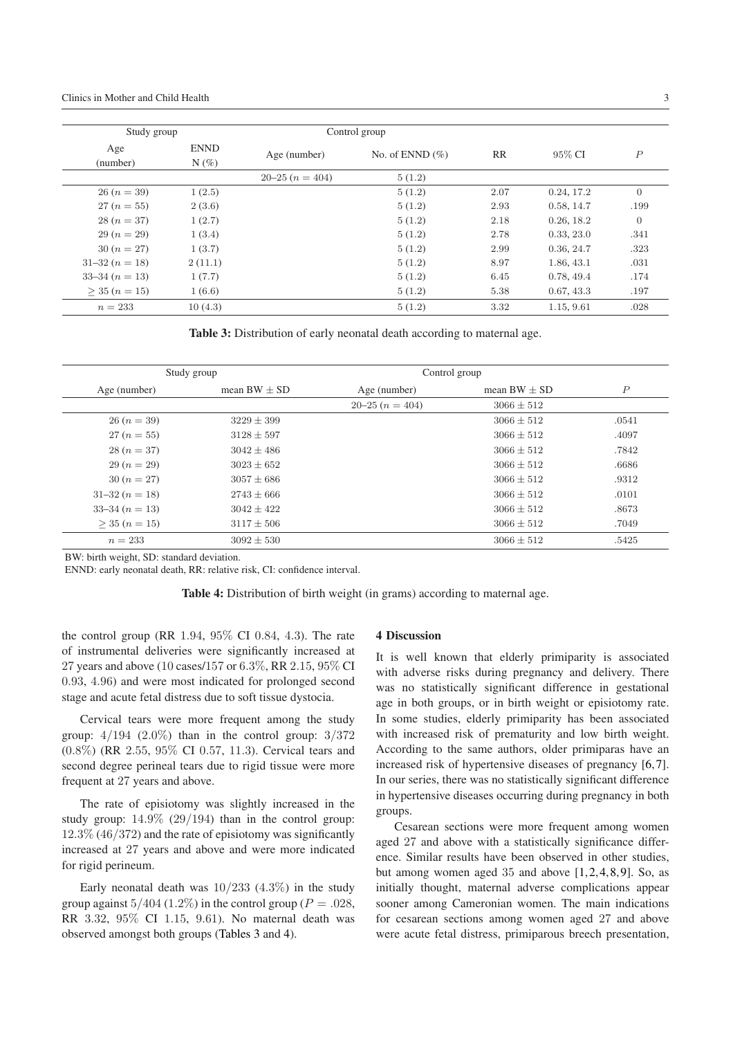| Study group | | Control group | | | | |
|---|---|---|---|---|---|---|
| Age (number) | ENND N (%) | Age (number) | No. of ENND (%) | RR | 95% CI | $P$ |
| | | 20–25 ($n = 404$) | 5 (1.2) | | | |
| 26 ($n = 39$) | 1 (2.5) | | 5 (1.2) | 2.07 | 0.24, 17.2 | 0 |
| 27 ($n = 55$) | 2 (3.6) | | 5 (1.2) | 2.93 | 0.58, 14.7 | .199 |
| 28 ($n = 37$) | 1 (2.7) | | 5 (1.2) | 2.18 | 0.26, 18.2 | 0 |
| 29 ($n = 29$) | 1 (3.4) | | 5 (1.2) | 2.78 | 0.33, 23.0 | .341 |
| 30 ($n = 27$) | 1 (3.7) | | 5 (1.2) | 2.99 | 0.36, 24.7 | .323 |
| 31–32 ($n = 18$) | 2 (11.1) | | 5 (1.2) | 8.97 | 1.86, 43.1 | .031 |
| 33–34 ($n = 13$) | 1 (7.7) | | 5 (1.2) | 6.45 | 0.78, 49.4 | .174 |
| $\geq 35$ ($n = 15$) | 1 (6.6) | | 5 (1.2) | 5.38 | 0.67, 43.3 | .197 |
| $n = 233$ | 10 (4.3) | | 5 (1.2) | 3.32 | 1.15, 9.61 | .028 |

**Table 3:** Distribution of early neonatal death according to maternal age.

| Study group | | Control group | | |
|---|---|---|---|---|
| Age (number) | mean BW $\pm$ SD | Age (number) | mean BW $\pm$ SD | $P$ |
| | | 20–25 ($n = 404$) | $3066 \pm 512$ | |
| 26 ($n = 39$) | $3229 \pm 399$ | | $3066 \pm 512$ | .0541 |
| 27 ($n = 55$) | $3128 \pm 597$ | | $3066 \pm 512$ | .4097 |
| 28 ($n = 37$) | $3042 \pm 486$ | | $3066 \pm 512$ | .7842 |
| 29 ($n = 29$) | $3023 \pm 652$ | | $3066 \pm 512$ | .6686 |
| 30 ($n = 27$) | $3057 \pm 686$ | | $3066 \pm 512$ | .9312 |
| 31–32 ($n = 18$) | $2743 \pm 666$ | | $3066 \pm 512$ | .0101 |
| 33–34 ($n = 13$) | $3042 \pm 422$ | | $3066 \pm 512$ | .8673 |
| $\geq 35$ ($n = 15$) | $3117 \pm 506$ | | $3066 \pm 512$ | .7049 |
| $n = 233$ | $3092 \pm 530$ | | $3066 \pm 512$ | .5425 |

BW: birth weight, SD: standard deviation.

ENND: early neonatal death, RR: relative risk, CI: confidence interval.

**Table 4:** Distribution of birth weight (in grams) according to maternal age.

the control group (RR 1.94, 95% CI 0.84, 4.3). The rate of instrumental deliveries were significantly increased at 27 years and above (10 cases/157 or 6.3%, RR 2.15, 95% CI 0.93, 4.96) and were most indicated for prolonged second stage and acute fetal distress due to soft tissue dystocia.

Cervical tears were more frequent among the study group: 4/194 (2.0%) than in the control group: 3/372 (0.8%) (RR 2.55, 95% CI 0.57, 11.3). Cervical tears and second degree perineal tears due to rigid tissue were more frequent at 27 years and above.

The rate of episiotomy was slightly increased in the study group: 14.9% (29/194) than in the control group: 12.3% (46/372) and the rate of episiotomy was significantly increased at 27 years and above and were more indicated for rigid perineum.

Early neonatal death was 10/233 (4.3%) in the study group against 5/404 (1.2%) in the control group ($P = .028$, RR 3.32, 95% CI 1.15, 9.61). No maternal death was observed amongst both groups (Tables 3 and 4).

## 4 Discussion

It is well known that elderly primiparity is associated with adverse risks during pregnancy and delivery. There was no statistically significant difference in gestational age in both groups, or in birth weight or episiotomy rate. In some studies, elderly primiparity has been associated with increased risk of prematurity and low birth weight. According to the same authors, older primiparas have an increased risk of hypertensive diseases of pregnancy [6, 7]. In our series, there was no statistically significant difference in hypertensive diseases occurring during pregnancy in both groups.

Cesarean sections were more frequent among women aged 27 and above with a statistically significance difference. Similar results have been observed in other studies, but among women aged 35 and above [1, 2, 4, 8, 9]. So, as initially thought, maternal adverse complications appear sooner among Cameronian women. The main indications for cesarean sections among women aged 27 and above were acute fetal distress, primiparous breech presentation,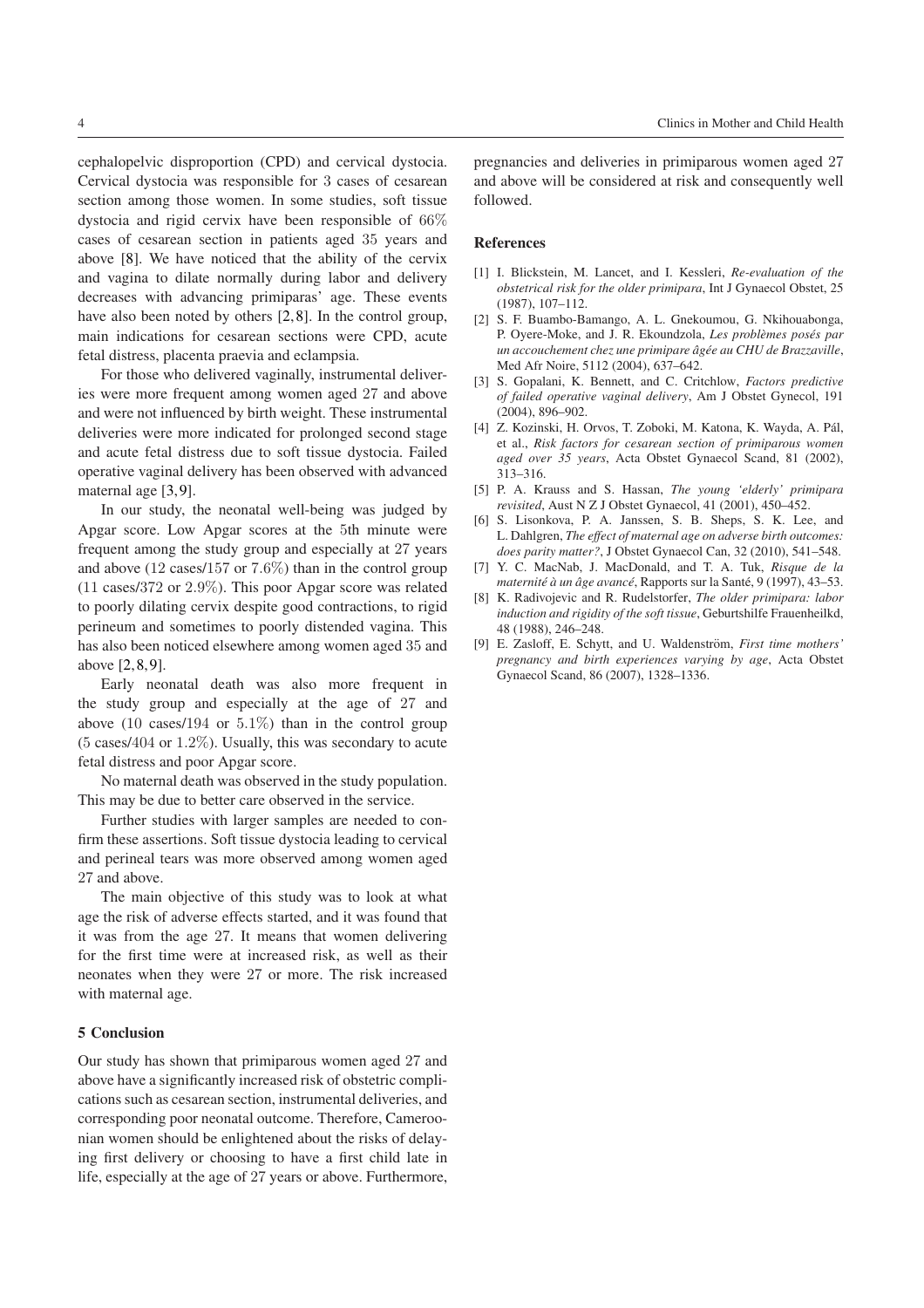cephalopelvic disproportion (CPD) and cervical dystocia. Cervical dystocia was responsible for 3 cases of cesarean section among those women. In some studies, soft tissue dystocia and rigid cervix have been responsible of 66% cases of cesarean section in patients aged 35 years and above [8]. We have noticed that the ability of the cervix and vagina to dilate normally during labor and delivery decreases with advancing primiparas' age. These events have also been noted by others [2, 8]. In the control group, main indications for cesarean sections were CPD, acute fetal distress, placenta praevia and eclampsia.

For those who delivered vaginally, instrumental deliveries were more frequent among women aged 27 and above and were not influenced by birth weight. These instrumental deliveries were more indicated for prolonged second stage and acute fetal distress due to soft tissue dystocia. Failed operative vaginal delivery has been observed with advanced maternal age [3, 9].

In our study, the neonatal well-being was judged by Apgar score. Low Apgar scores at the 5th minute were frequent among the study group and especially at 27 years and above (12 cases/157 or 7.6%) than in the control group (11 cases/372 or 2.9%). This poor Apgar score was related to poorly dilating cervix despite good contractions, to rigid perineum and sometimes to poorly distended vagina. This has also been noticed elsewhere among women aged 35 and above [2, 8, 9].

Early neonatal death was also more frequent in the study group and especially at the age of 27 and above (10 cases/194 or 5.1%) than in the control group (5 cases/404 or 1.2%). Usually, this was secondary to acute fetal distress and poor Apgar score.

No maternal death was observed in the study population. This may be due to better care observed in the service.

Further studies with larger samples are needed to confirm these assertions. Soft tissue dystocia leading to cervical and perineal tears was more observed among women aged 27 and above.

The main objective of this study was to look at what age the risk of adverse effects started, and it was found that it was from the age 27. It means that women delivering for the first time were at increased risk, as well as their neonates when they were 27 or more. The risk increased with maternal age.

## 5 Conclusion

Our study has shown that primiparous women aged 27 and above have a significantly increased risk of obstetric complications such as cesarean section, instrumental deliveries, and corresponding poor neonatal outcome. Therefore, Cameroonian women should be enlightened about the risks of delaying first delivery or choosing to have a first child late in life, especially at the age of 27 years or above. Furthermore, pregnancies and deliveries in primiparous women aged 27 and above will be considered at risk and consequently well followed.

## References

[1] I. Blickstein, M. Lancet, and I. Kessleri, *Re-evaluation of the obstetrical risk for the older primipara*, Int J Gynaecol Obstet, 25 (1987), 107–112.

[2] S. F. Buambo-Bamango, A. L. Gnekoumou, G. Nkihouabonga, P. Oyere-Moke, and J. R. Ekoundzola, *Les problèmes posés par un accouchement chez une primipare âgée au CHU de Brazzaville*, Med Afr Noire, 5112 (2004), 637–642.

[3] S. Gopalani, K. Bennett, and C. Critchlow, *Factors predictive of failed operative vaginal delivery*, Am J Obstet Gynecol, 191 (2004), 896–902.

[4] Z. Kozinski, H. Orvos, T. Zoboki, M. Katona, K. Wayda, A. Pál, et al., *Risk factors for cesarean section of primiparous women aged over 35 years*, Acta Obstet Gynaecol Scand, 81 (2002), 313–316.

[5] P. A. Krauss and S. Hassan, *The young 'elderly' primipara revisited*, Aust N Z J Obstet Gynaecol, 41 (2001), 450–452.

[6] S. Lisonkova, P. A. Janssen, S. B. Sheps, S. K. Lee, and L. Dahlgren, *The effect of maternal age on adverse birth outcomes: does parity matter?*, J Obstet Gynaecol Can, 32 (2010), 541–548.

[7] Y. C. MacNab, J. MacDonald, and T. A. Tuk, *Risque de la maternité à un âge avancé*, Rapports sur la Santé, 9 (1997), 43–53.

[8] K. Radivojevic and R. Rudelstorfer, *The older primipara: labor induction and rigidity of the soft tissue*, Geburtshilfe Frauenheilkd, 48 (1988), 246–248.

[9] E. Zasloff, E. Schytt, and U. Waldenström, *First time mothers' pregnancy and birth experiences varying by age*, Acta Obstet Gynaecol Scand, 86 (2007), 1328–1336.